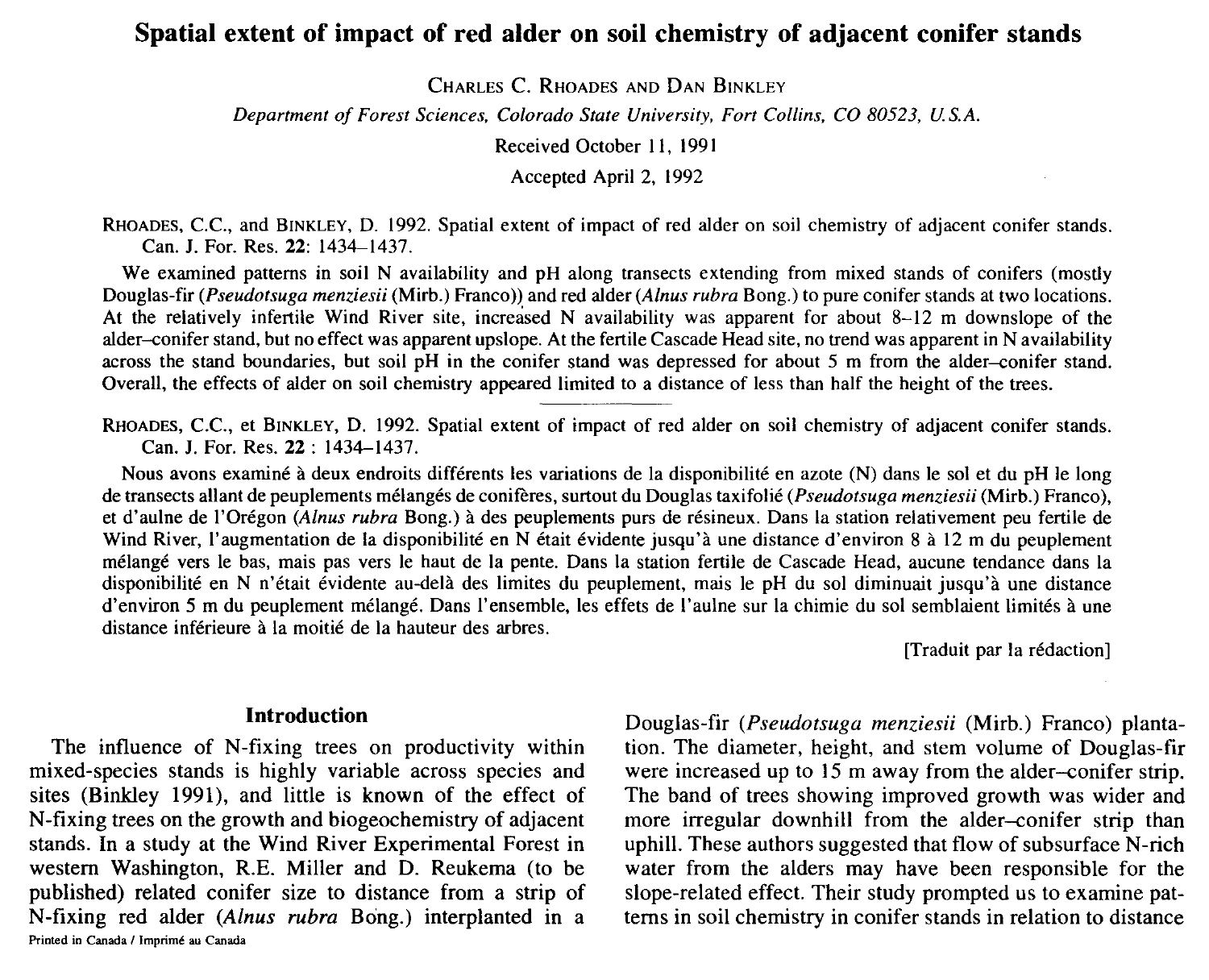# Spatial extent of impact of red alder on soil chemistry of adjacent conifer stands

CHARLES C. RHOADES AND DAN BINKLEY

*Department of Forest Sciences, Colorado State University, Fort Collins, CO 80523, U.S.A.*

Received October 11, 1991

Accepted April 2, 1992

RHOADES, C.C., and BINKLEY, D. 1992. Spatial extent of impact of red alder on soil chemistry of adjacent conifer stands. Can. J. For. Res. **22**: 1434–1437.

We examined patterns in soil N availability and pH along transects extending from mixed stands of conifers (mostly Douglas-fir (*Pseudotsuga menziesii* (Mirb.) Franco)) and red alder (*Alnus rubra* Bong.) to pure conifer stands at two locations. At the relatively infertile Wind River site, increased N availability was apparent for about 8–12 m downslope of the alder–conifer stand, but no effect was apparent upslope. At the fertile Cascade Head site, no trend was apparent in N availability across the stand boundaries, but soil pH in the conifer stand was depressed for about 5 m from the alder–conifer stand. Overall, the effects of alder on soil chemistry appeared limited to a distance of less than half the height of the trees.

RHOADES, C.C., et BINKLEY, D. 1992. Spatial extent of impact of red alder on soil chemistry of adjacent conifer stands. Can. J. For. Res. **22** : 1434–1437.

Nous avons examiné à deux endroits différents les variations de la disponibilité en azote (N) dans le sol et du pH le long de transects allant de peuplements mélangés de conifères, surtout du Douglas taxifolié (*Pseudotsuga menziesii* (Mirb.) Franco), et d'aulne de l'Orégon (*Alnus rubra* Bong.) à des peuplements purs de résineux. Dans la station relativement peu fertile de Wind River, l'augmentation de la disponibilité en N était évidente jusqu'à une distance d'environ 8 à 12 m du peuplement mélangé vers le bas, mais pas vers le haut de la pente. Dans la station fertile de Cascade Head, aucune tendance dans la disponibilité en N n'était évidente au-delà des limites du peuplement, mais le pH du sol diminuait jusqu'à une distance d'environ 5 m du peuplement mélangé. Dans l'ensemble, les effets de l'aulne sur la chimie du sol semblaient limités à une distance inférieure à la moitié de la hauteur des arbres.

[Traduit par la rédaction]

## Introduction

The influence of N-fixing trees on productivity within mixed-species stands is highly variable across species and sites (Binkley 1991), and little is known of the effect of N-fixing trees on the growth and biogeochemistry of adjacent stands. In a study at the Wind River Experimental Forest in western Washington, R.E. Miller and D. Reukema (to be published) related conifer size to distance from a strip of N-fixing red alder (*Alnus rubra* Bong.) interplanted in a Douglas-fir (*Pseudotsuga menziesii* (Mirb.) Franco) plantation. The diameter, height, and stem volume of Douglas-fir were increased up to 15 m away from the alder–conifer strip. The band of trees showing improved growth was wider and more irregular downhill from the alder–conifer strip than uphill. These authors suggested that flow of subsurface N-rich water from the alders may have been responsible for the slope-related effect. Their study prompted us to examine patterns in soil chemistry in conifer stands in relation to distance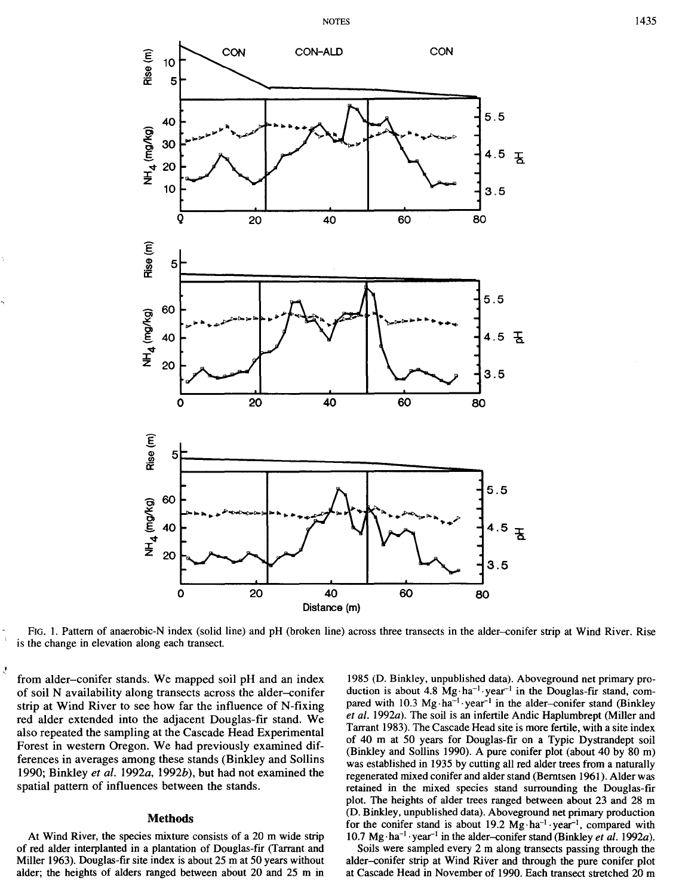FIG. 1. Pattern of anaerobic-N index (solid line) and pH (broken line) across three transects in the alder–conifer strip at Wind River. Rise is the change in elevation along each transect.

from alder–conifer stands. We mapped soil pH and an index of soil N availability along transects across the alder–conifer strip at Wind River to see how far the influence of N-fixing red alder extended into the adjacent Douglas-fir stand. We also repeated the sampling at the Cascade Head Experimental Forest in western Oregon. We had previously examined differences in averages among these stands (Binkley and Sollins 1990; Binkley *et al.* 1992*a*, 1992*b*), but had not examined the spatial pattern of influences between the stands.

## Methods

At Wind River, the species mixture consists of a 20 m wide strip of red alder interplanted in a plantation of Douglas-fir (Tarrant and Miller 1963). Douglas-fir site index is about 25 m at 50 years without alder; the heights of alders ranged between about 20 and 25 m in 1985 (D. Binkley, unpublished data). Aboveground net primary production is about 4.8 $Mg \cdot ha^{-1} \cdot year^{-1}$ in the Douglas-fir stand, compared with 10.3 $Mg \cdot ha^{-1} \cdot year^{-1}$ in the alder–conifer stand (Binkley *et al.* 1992*a*). The soil is an infertile Andic Haplumbrept (Miller and Tarrant 1983). The Cascade Head site is more fertile, with a site index of 40 m at 50 years for Douglas-fir on a Typic Dystrandept soil (Binkley and Sollins 1990). A pure conifer plot (about 40 by 80 m) was established in 1935 by cutting all red alder trees from a naturally regenerated mixed conifer and alder stand (Berntsen 1961). Alder was retained in the mixed species stand surrounding the Douglas-fir plot. The heights of alder trees ranged between about 23 and 28 m (D. Binkley, unpublished data). Aboveground net primary production for the conifer stand is about 19.2 $Mg \cdot ha^{-1} \cdot year^{-1}$, compared with 10.7 $Mg \cdot ha^{-1} \cdot year^{-1}$ in the alder–conifer stand (Binkley *et al.* 1992*a*).

Soils were sampled every 2 m along transects passing through the alder–conifer strip at Wind River and through the pure conifer plot at Cascade Head in November of 1990. Each transect stretched 20 m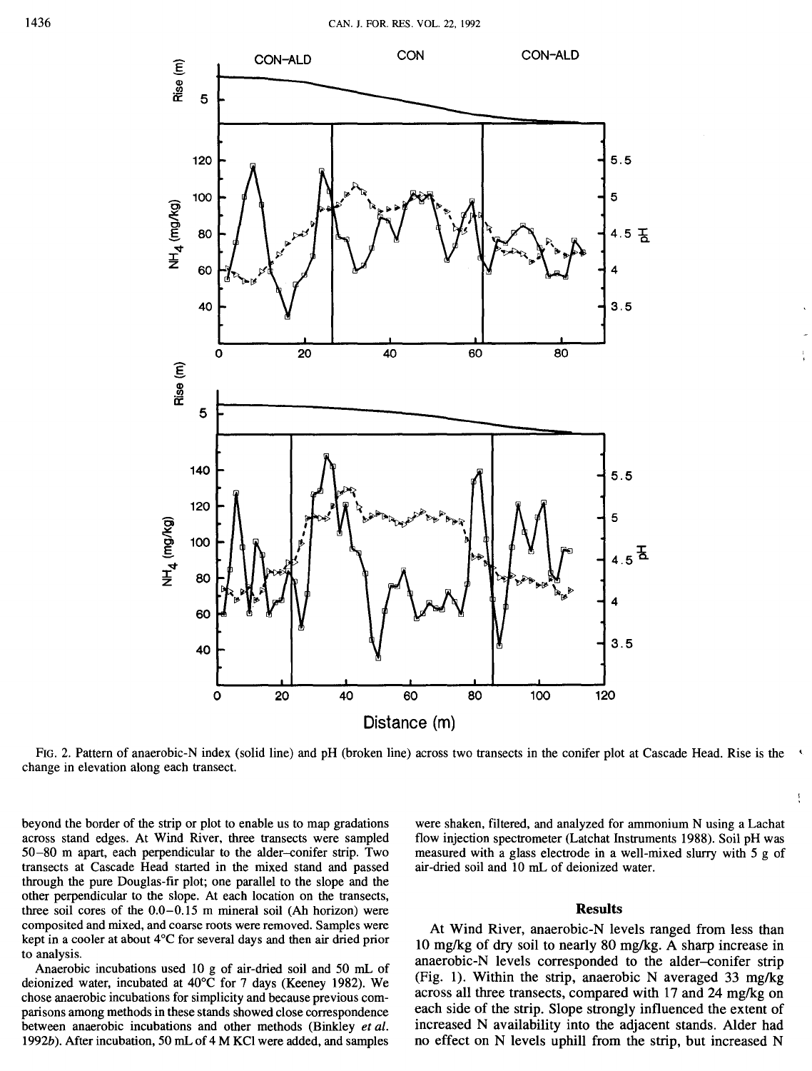FIG. 2. Pattern of anaerobic-N index (solid line) and pH (broken line) across two transects in the conifer plot at Cascade Head. Rise is the change in elevation along each transect.

beyond the border of the strip or plot to enable us to map gradations across stand edges. At Wind River, three transects were sampled 50–80 m apart, each perpendicular to the alder–conifer strip. Two transects at Cascade Head started in the mixed stand and passed through the pure Douglas-fir plot; one parallel to the slope and the other perpendicular to the slope. At each location on the transects, three soil cores of the 0.0–0.15 m mineral soil (Ah horizon) were composited and mixed, and coarse roots were removed. Samples were kept in a cooler at about 4°C for several days and then air dried prior to analysis.

Anaerobic incubations used 10 g of air-dried soil and 50 mL of deionized water, incubated at 40°C for 7 days (Keeney 1982). We chose anaerobic incubations for simplicity and because previous comparisons among methods in these stands showed close correspondence between anaerobic incubations and other methods (Binkley *et al.* 1992*b*). After incubation, 50 mL of 4 M KCl were added, and samples were shaken, filtered, and analyzed for ammonium N using a Lachat flow injection spectrometer (Latchat Instruments 1988). Soil pH was measured with a glass electrode in a well-mixed slurry with 5 g of air-dried soil and 10 mL of deionized water.

## Results

At Wind River, anaerobic-N levels ranged from less than 10 mg/kg of dry soil to nearly 80 mg/kg. A sharp increase in anaerobic-N levels corresponded to the alder–conifer strip (Fig. 1). Within the strip, anaerobic N averaged 33 mg/kg across all three transects, compared with 17 and 24 mg/kg on each side of the strip. Slope strongly influenced the extent of increased N availability into the adjacent stands. Alder had no effect on N levels uphill from the strip, but increased N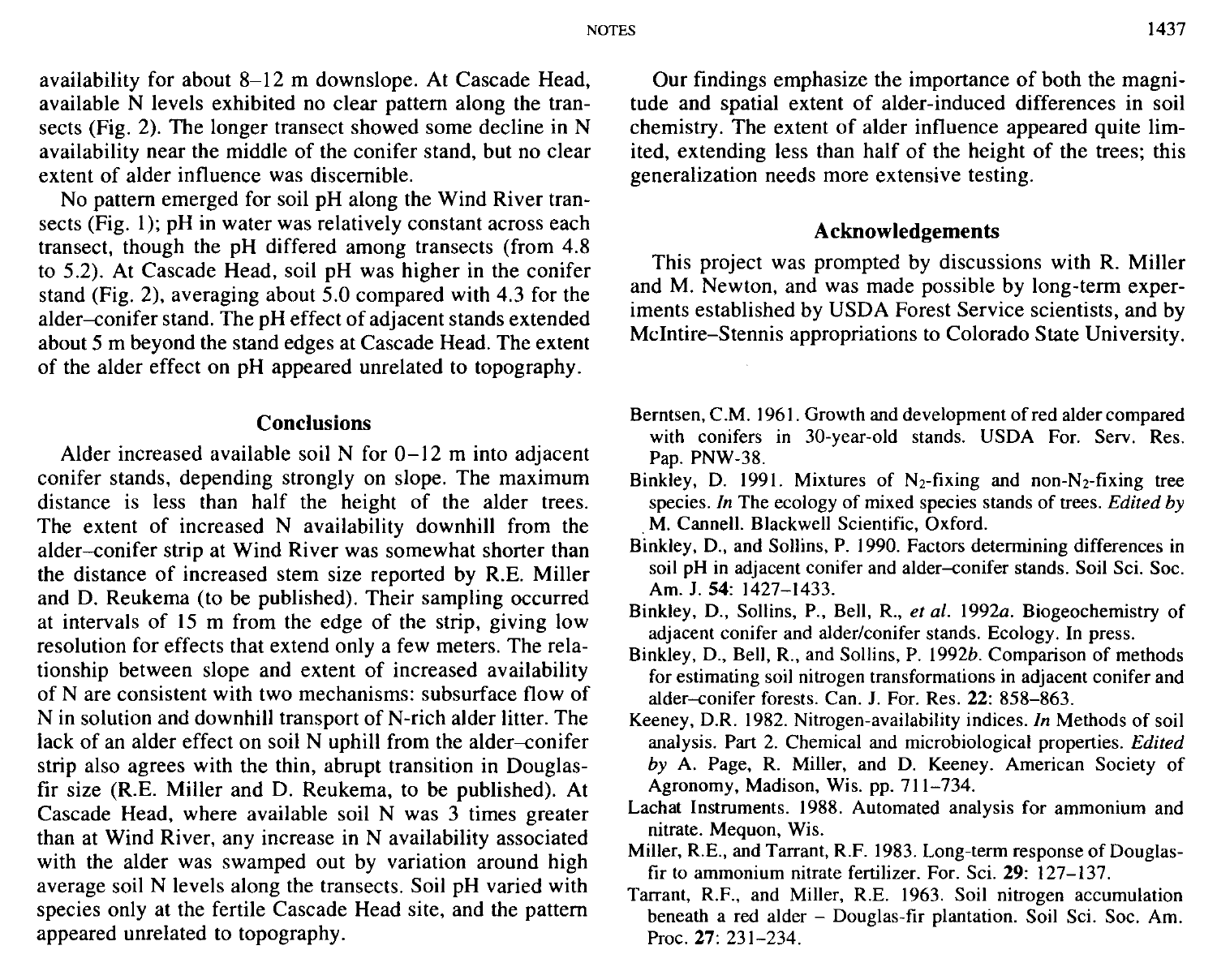availability for about 8–12 m downslope. At Cascade Head, available N levels exhibited no clear pattern along the transects (Fig. 2). The longer transect showed some decline in N availability near the middle of the conifer stand, but no clear extent of alder influence was discernible.

No pattern emerged for soil pH along the Wind River transects (Fig. 1); pH in water was relatively constant across each transect, though the pH differed among transects (from 4.8 to 5.2). At Cascade Head, soil pH was higher in the conifer stand (Fig. 2), averaging about 5.0 compared with 4.3 for the alder–conifer stand. The pH effect of adjacent stands extended about 5 m beyond the stand edges at Cascade Head. The extent of the alder effect on pH appeared unrelated to topography.

## Conclusions

Alder increased available soil N for 0–12 m into adjacent conifer stands, depending strongly on slope. The maximum distance is less than half the height of the alder trees. The extent of increased N availability downhill from the alder–conifer strip at Wind River was somewhat shorter than the distance of increased stem size reported by R.E. Miller and D. Reukema (to be published). Their sampling occurred at intervals of 15 m from the edge of the strip, giving low resolution for effects that extend only a few meters. The relationship between slope and extent of increased availability of N are consistent with two mechanisms: subsurface flow of N in solution and downhill transport of N-rich alder litter. The lack of an alder effect on soil N uphill from the alder–conifer strip also agrees with the thin, abrupt transition in Douglas-fir size (R.E. Miller and D. Reukema, to be published). At Cascade Head, where available soil N was 3 times greater than at Wind River, any increase in N availability associated with the alder was swamped out by variation around high average soil N levels along the transects. Soil pH varied with species only at the fertile Cascade Head site, and the pattern appeared unrelated to topography.

Our findings emphasize the importance of both the magnitude and spatial extent of alder-induced differences in soil chemistry. The extent of alder influence appeared quite limited, extending less than half of the height of the trees; this generalization needs more extensive testing.

## Acknowledgements

This project was prompted by discussions with R. Miller and M. Newton, and was made possible by long-term experiments established by USDA Forest Service scientists, and by McIntire–Stennis appropriations to Colorado State University.

Berntsen, C.M. 1961. Growth and development of red alder compared with conifers in 30-year-old stands. USDA For. Serv. Res. Pap. PNW-38.

Binkley, D. 1991. Mixtures of $N_2$-fixing and non-$N_2$-fixing tree species. *In* The ecology of mixed species stands of trees. *Edited by* M. Cannell. Blackwell Scientific, Oxford.

Binkley, D., and Sollins, P. 1990. Factors determining differences in soil pH in adjacent conifer and alder–conifer stands. Soil Sci. Soc. Am. J. **54**: 1427–1433.

Binkley, D., Sollins, P., Bell, R., *et al.* 1992*a*. Biogeochemistry of adjacent conifer and alder/conifer stands. Ecology. In press.

Binkley, D., Bell, R., and Sollins, P. 1992*b*. Comparison of methods for estimating soil nitrogen transformations in adjacent conifer and alder–conifer forests. Can. J. For. Res. **22**: 858–863.

Keeney, D.R. 1982. Nitrogen-availability indices. *In* Methods of soil analysis. Part 2. Chemical and microbiological properties. *Edited by* A. Page, R. Miller, and D. Keeney. American Society of Agronomy, Madison, Wis. pp. 711–734.

Lachat Instruments. 1988. Automated analysis for ammonium and nitrate. Mequon, Wis.

Miller, R.E., and Tarrant, R.F. 1983. Long-term response of Douglas-fir to ammonium nitrate fertilizer. For. Sci. **29**: 127–137.

Tarrant, R.F., and Miller, R.E. 1963. Soil nitrogen accumulation beneath a red alder – Douglas-fir plantation. Soil Sci. Soc. Am. Proc. **27**: 231–234.